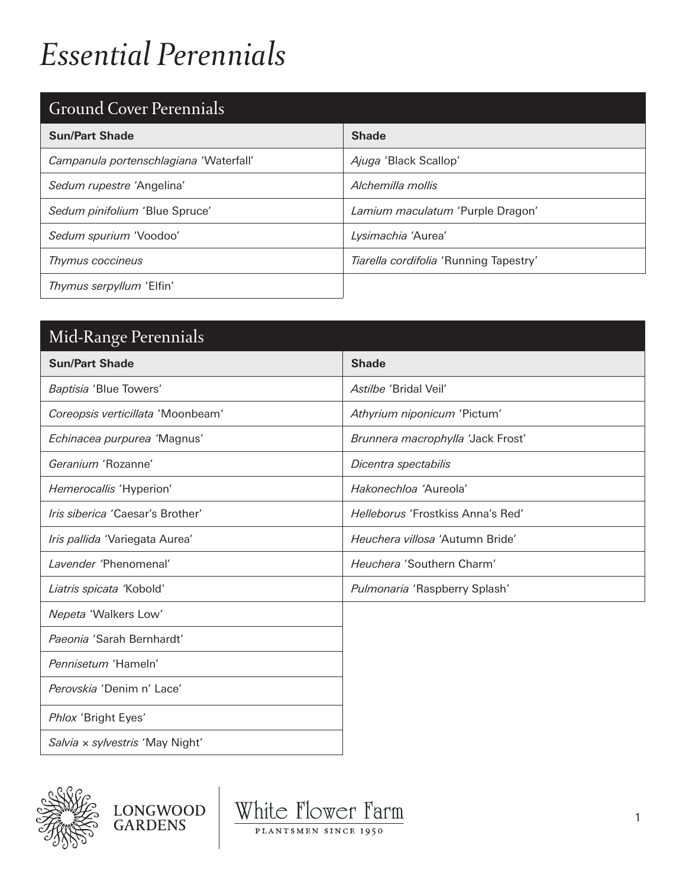# *Essential Perennials*

## Ground Cover Perennials

| Sun/Part Shade | Shade |
| --- | --- |
| *Campanula portenschlagiana* 'Waterfall' | *Ajuga* 'Black Scallop' |
| *Sedum rupestre* 'Angelina' | *Alchemilla mollis* |
| *Sedum pinifolium* 'Blue Spruce' | *Lamium maculatum* 'Purple Dragon' |
| *Sedum spurium* 'Voodoo' | *Lysimachia* 'Aurea' |
| *Thymus coccineus* | *Tiarella cordifolia* 'Running Tapestry' |
| *Thymus serpyllum* 'Elfin' | |

## Mid-Range Perennials

| Sun/Part Shade | Shade |
| --- | --- |
| *Baptisia* 'Blue Towers' | *Astilbe* 'Bridal Veil' |
| *Coreopsis verticillata* 'Moonbeam' | *Athyrium niponicum* 'Pictum' |
| *Echinacea purpurea* 'Magnus' | *Brunnera macrophylla* 'Jack Frost' |
| *Geranium* 'Rozanne' | *Dicentra spectabilis* |
| *Hemerocallis* 'Hyperion' | *Hakonechloa* 'Aureola' |
| *Iris siberica* 'Caesar's Brother' | *Helleborus* 'Frostkiss Anna's Red' |
| *Iris pallida* 'Variegata Aurea' | *Heuchera villosa* 'Autumn Bride' |
| *Lavender* 'Phenomenal' | *Heuchera* 'Southern Charm' |
| *Liatris spicata* 'Kobold' | *Pulmonaria* 'Raspberry Splash' |
| *Nepeta* 'Walkers Low' | |
| *Paeonia* 'Sarah Bernhardt' | |
| *Pennisetum* 'Hameln' | |
| *Perovskia* 'Denim n' Lace' | |
| *Phlox* 'Bright Eyes' | |
| *Salvia × sylvestris* 'May Night' | |

LONGWOOD GARDENS | White Flower Farm — PLANTSMEN SINCE 1950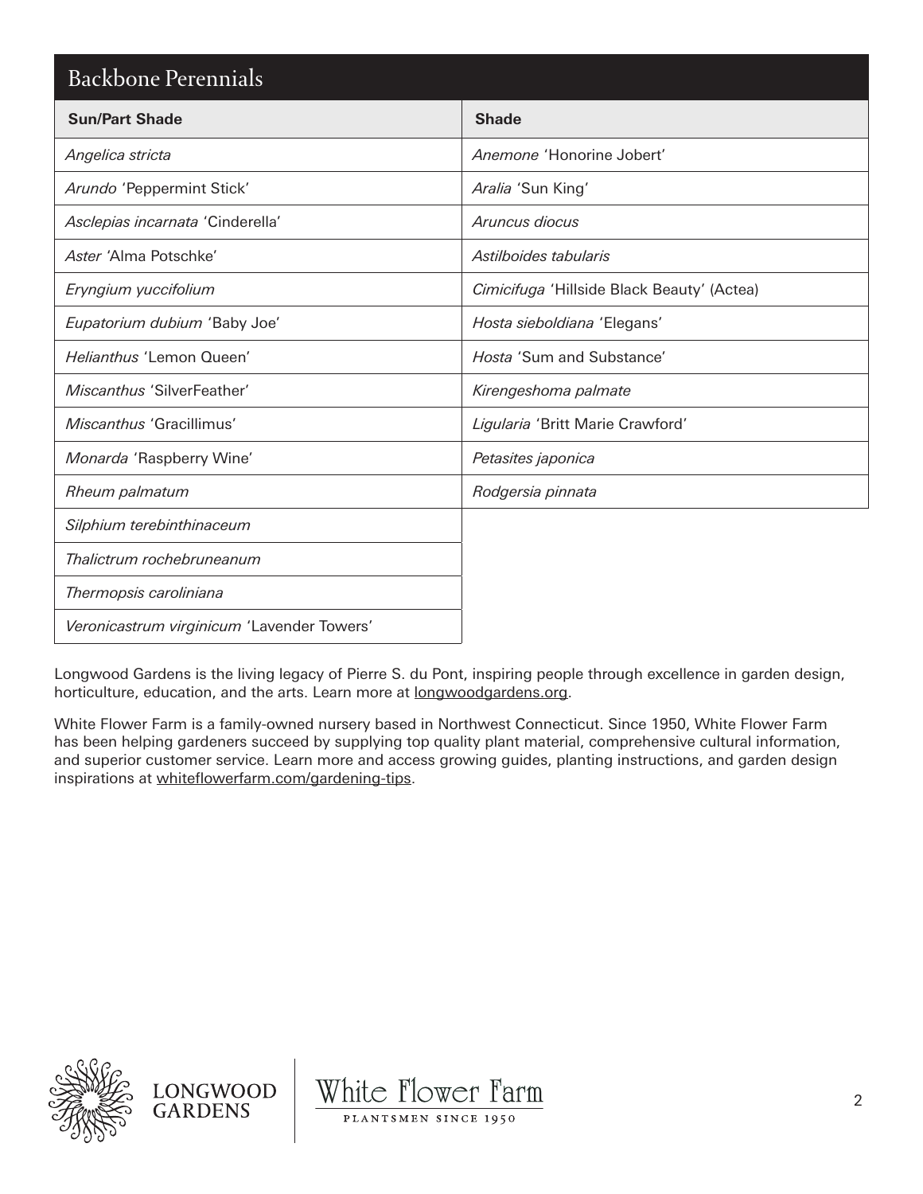## Backbone Perennials

| Sun/Part Shade | Shade |
| --- | --- |
| *Angelica stricta* | *Anemone* 'Honorine Jobert' |
| *Arundo* 'Peppermint Stick' | *Aralia* 'Sun King' |
| *Asclepias incarnata* 'Cinderella' | *Aruncus diocus* |
| *Aster* 'Alma Potschke' | *Astilboides tabularis* |
| *Eryngium yuccifolium* | *Cimicifuga* 'Hillside Black Beauty' (Actea) |
| *Eupatorium dubium* 'Baby Joe' | *Hosta sieboldiana* 'Elegans' |
| *Helianthus* 'Lemon Queen' | *Hosta* 'Sum and Substance' |
| *Miscanthus* 'SilverFeather' | *Kirengeshoma palmate* |
| *Miscanthus* 'Gracillimus' | *Ligularia* 'Britt Marie Crawford' |
| *Monarda* 'Raspberry Wine' | *Petasites japonica* |
| *Rheum palmatum* | *Rodgersia pinnata* |
| *Silphium terebinthinaceum* | |
| *Thalictrum rochebruneanum* | |
| *Thermopsis caroliniana* | |
| *Veronicastrum virginicum* 'Lavender Towers' | |

Longwood Gardens is the living legacy of Pierre S. du Pont, inspiring people through excellence in garden design, horticulture, education, and the arts. Learn more at longwoodgardens.org.

White Flower Farm is a family-owned nursery based in Northwest Connecticut. Since 1950, White Flower Farm has been helping gardeners succeed by supplying top quality plant material, comprehensive cultural information, and superior customer service. Learn more and access growing guides, planting instructions, and garden design inspirations at whiteflowerfarm.com/gardening-tips.

LONGWOOD GARDENS

White Flower Farm
PLANTSMEN SINCE 1950